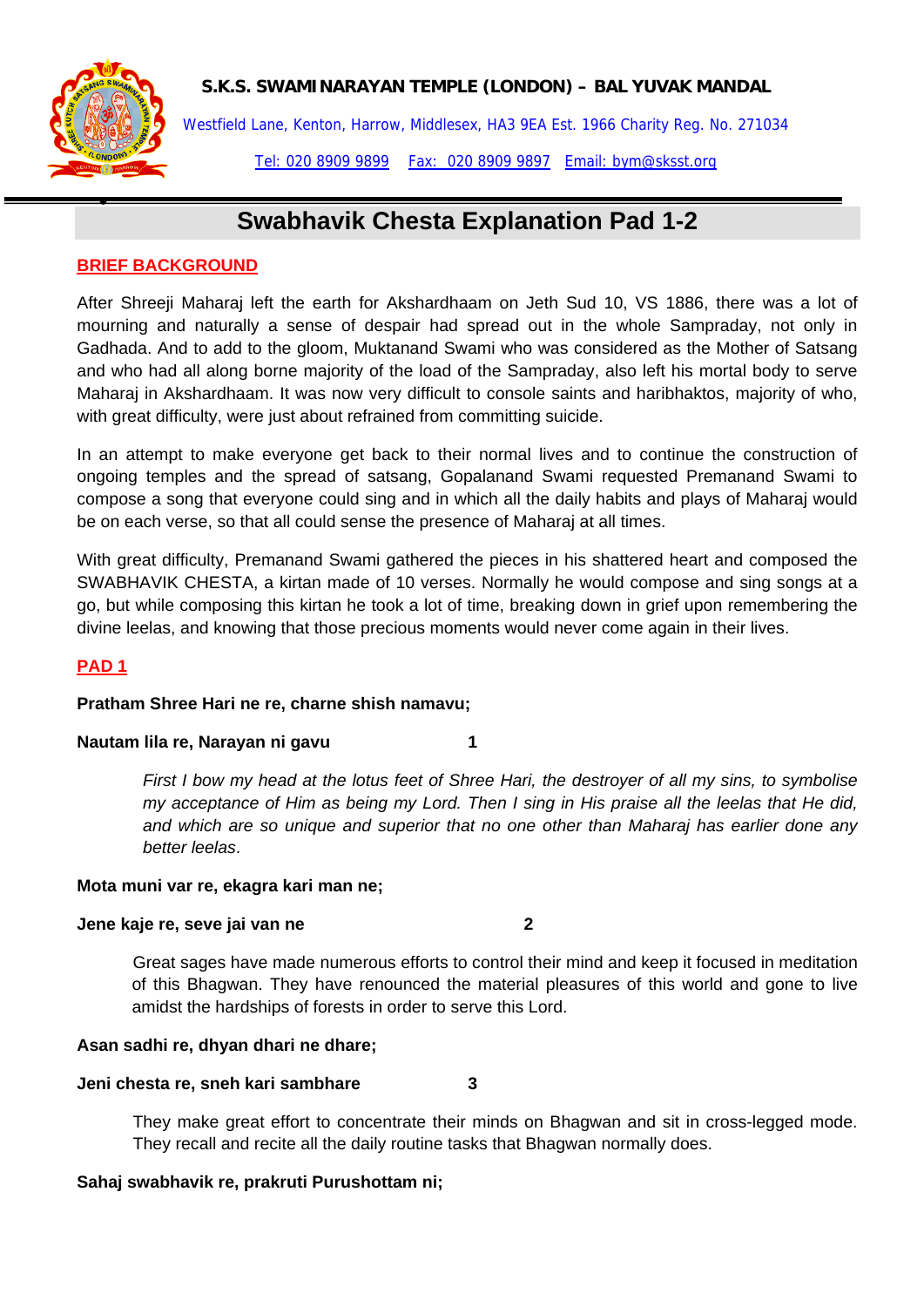**S.K.S. SWAMINARAYAN TEMPLE (LONDON) – BAL YUVAK MANDAL**

Westfield Lane, Kenton, Harrow, Middlesex, HA3 9EA Est. 1966 Charity Reg. No. 271034

Tel: 020 8909 9899 Fax: 020 8909 9897 Email: bym@sksst.org

# Swabhavik Chesta Explanation Pad 1-2

## BRIEF BACKGROUND

After Shreeji Maharaj left the earth for Akshardhaam on Jeth Sud 10, VS 1886, there was a lot of mourning and naturally a sense of despair had spread out in the whole Sampraday, not only in Gadhada. And to add to the gloom, Muktanand Swami who was considered as the Mother of Satsang and who had all along borne majority of the load of the Sampraday, also left his mortal body to serve Maharaj in Akshardhaam. It was now very difficult to console saints and haribhaktos, majority of who, with great difficulty, were just about refrained from committing suicide.

In an attempt to make everyone get back to their normal lives and to continue the construction of ongoing temples and the spread of satsang, Gopalanand Swami requested Premanand Swami to compose a song that everyone could sing and in which all the daily habits and plays of Maharaj would be on each verse, so that all could sense the presence of Maharaj at all times.

With great difficulty, Premanand Swami gathered the pieces in his shattered heart and composed the SWABHAVIK CHESTA, a kirtan made of 10 verses. Normally he would compose and sing songs at a go, but while composing this kirtan he took a lot of time, breaking down in grief upon remembering the divine leelas, and knowing that those precious moments would never come again in their lives.

## PAD 1

**Pratham Shree Hari ne re, charne shish namavu;**

**Nautam lila re, Narayan ni gavu 1**

*First I bow my head at the lotus feet of Shree Hari, the destroyer of all my sins, to symbolise my acceptance of Him as being my Lord. Then I sing in His praise all the leelas that He did, and which are so unique and superior that no one other than Maharaj has earlier done any better leelas.*

**Mota muni var re, ekagra kari man ne;**

**Jene kaje re, seve jai van ne 2**

Great sages have made numerous efforts to control their mind and keep it focused in meditation of this Bhagwan. They have renounced the material pleasures of this world and gone to live amidst the hardships of forests in order to serve this Lord.

**Asan sadhi re, dhyan dhari ne dhare;**

**Jeni chesta re, sneh kari sambhare 3**

They make great effort to concentrate their minds on Bhagwan and sit in cross-legged mode. They recall and recite all the daily routine tasks that Bhagwan normally does.

**Sahaj swabhavik re, prakruti Purushottam ni;**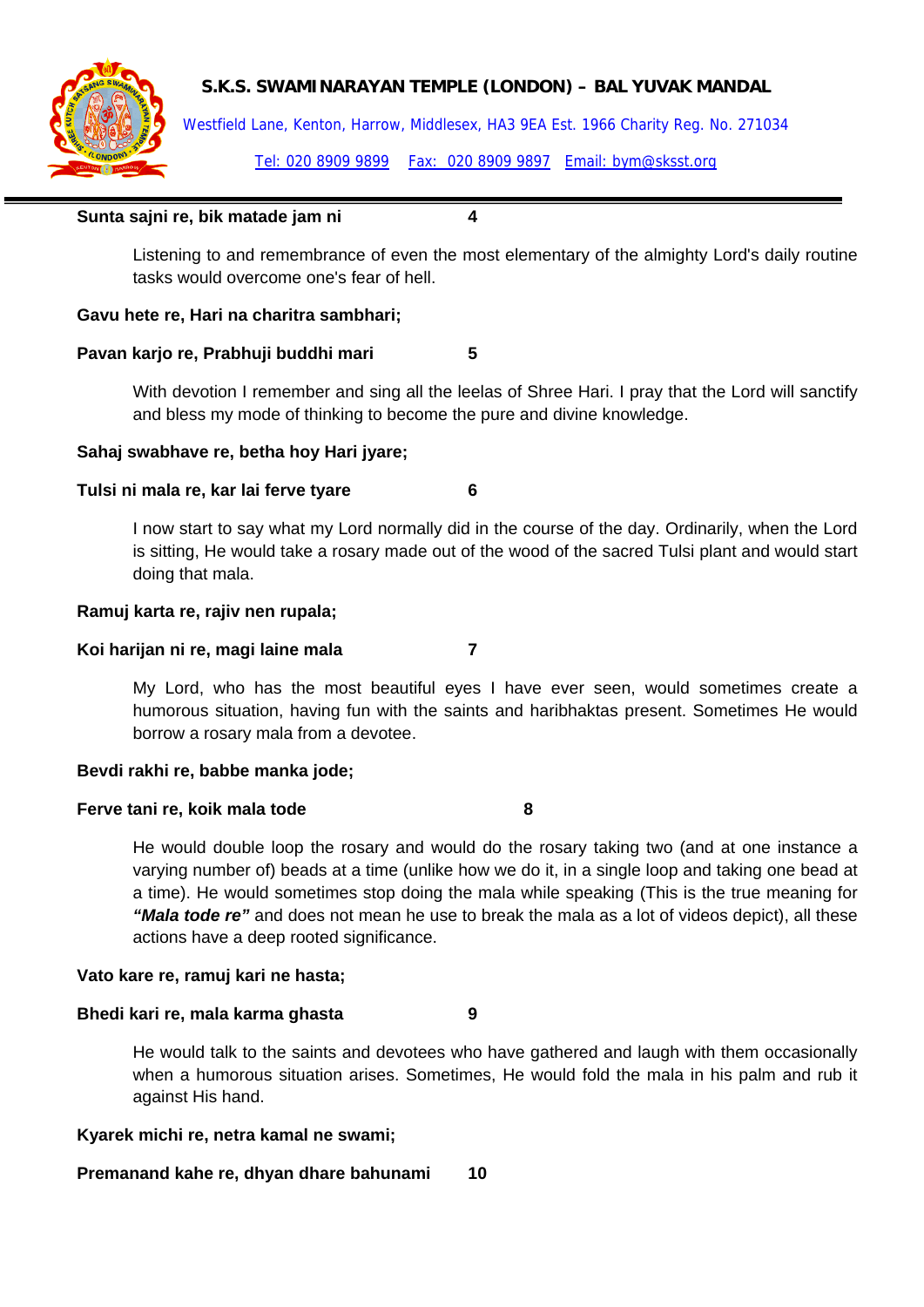**Sunta sajni re, bik matade jam ni 4**

Listening to and remembrance of even the most elementary of the almighty Lord's daily routine tasks would overcome one's fear of hell.

**Gavu hete re, Hari na charitra sambhari;**

**Pavan karjo re, Prabhuji buddhi mari 5**

With devotion I remember and sing all the leelas of Shree Hari. I pray that the Lord will sanctify and bless my mode of thinking to become the pure and divine knowledge.

**Sahaj swabhave re, betha hoy Hari jyare;**

**Tulsi ni mala re, kar lai ferve tyare 6**

I now start to say what my Lord normally did in the course of the day. Ordinarily, when the Lord is sitting, He would take a rosary made out of the wood of the sacred Tulsi plant and would start doing that mala.

**Ramuj karta re, rajiv nen rupala;**

**Koi harijan ni re, magi laine mala 7**

My Lord, who has the most beautiful eyes I have ever seen, would sometimes create a humorous situation, having fun with the saints and haribhaktas present. Sometimes He would borrow a rosary mala from a devotee.

**Bevdi rakhi re, babbe manka jode;**

**Ferve tani re, koik mala tode 8**

He would double loop the rosary and would do the rosary taking two (and at one instance a varying number of) beads at a time (unlike how we do it, in a single loop and taking one bead at a time). He would sometimes stop doing the mala while speaking (This is the true meaning for ***"Mala tode re"*** and does not mean he use to break the mala as a lot of videos depict), all these actions have a deep rooted significance.

**Vato kare re, ramuj kari ne hasta;**

**Bhedi kari re, mala karma ghasta 9**

He would talk to the saints and devotees who have gathered and laugh with them occasionally when a humorous situation arises. Sometimes, He would fold the mala in his palm and rub it against His hand.

**Kyarek michi re, netra kamal ne swami;**

**Premanand kahe re, dhyan dhare bahunami 10**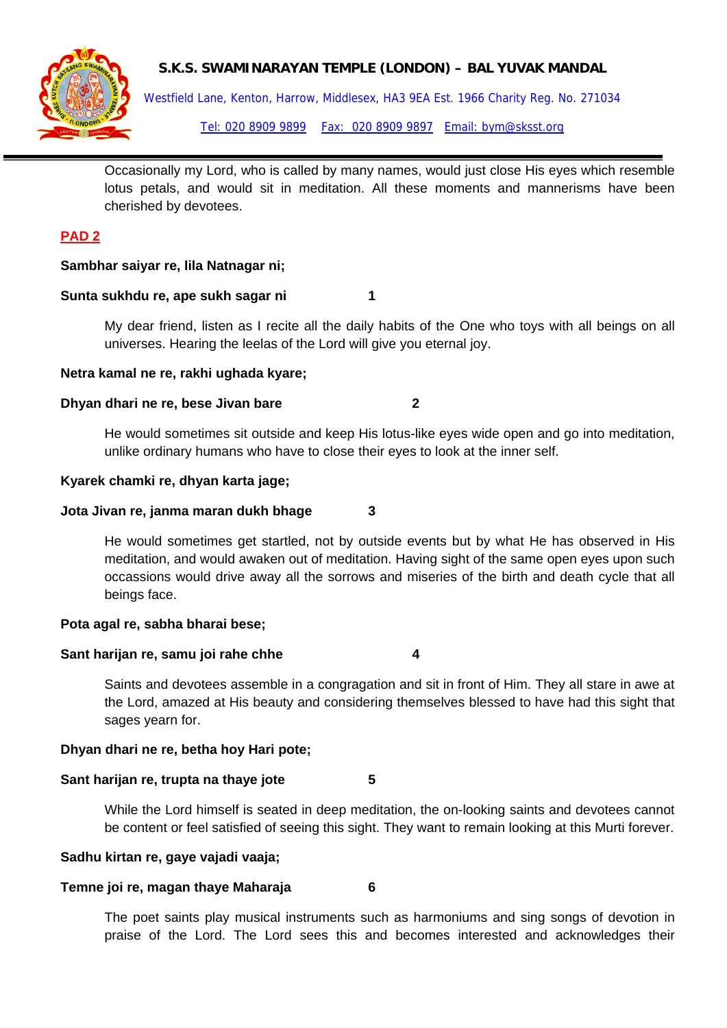Occasionally my Lord, who is called by many names, would just close His eyes which resemble lotus petals, and would sit in meditation. All these moments and mannerisms have been cherished by devotees.

## PAD 2

**Sambhar saiyar re, lila Natnagar ni;**

**Sunta sukhdu re, ape sukh sagar ni 1**

My dear friend, listen as I recite all the daily habits of the One who toys with all beings on all universes. Hearing the leelas of the Lord will give you eternal joy.

**Netra kamal ne re, rakhi ughada kyare;**

**Dhyan dhari ne re, bese Jivan bare 2**

He would sometimes sit outside and keep His lotus-like eyes wide open and go into meditation, unlike ordinary humans who have to close their eyes to look at the inner self.

**Kyarek chamki re, dhyan karta jage;**

**Jota Jivan re, janma maran dukh bhage 3**

He would sometimes get startled, not by outside events but by what He has observed in His meditation, and would awaken out of meditation. Having sight of the same open eyes upon such occassions would drive away all the sorrows and miseries of the birth and death cycle that all beings face.

**Pota agal re, sabha bharai bese;**

**Sant harijan re, samu joi rahe chhe 4**

Saints and devotees assemble in a congragation and sit in front of Him. They all stare in awe at the Lord, amazed at His beauty and considering themselves blessed to have had this sight that sages yearn for.

**Dhyan dhari ne re, betha hoy Hari pote;**

**Sant harijan re, trupta na thaye jote 5**

While the Lord himself is seated in deep meditation, the on-looking saints and devotees cannot be content or feel satisfied of seeing this sight. They want to remain looking at this Murti forever.

**Sadhu kirtan re, gaye vajadi vaaja;**

**Temne joi re, magan thaye Maharaja 6**

The poet saints play musical instruments such as harmoniums and sing songs of devotion in praise of the Lord. The Lord sees this and becomes interested and acknowledges their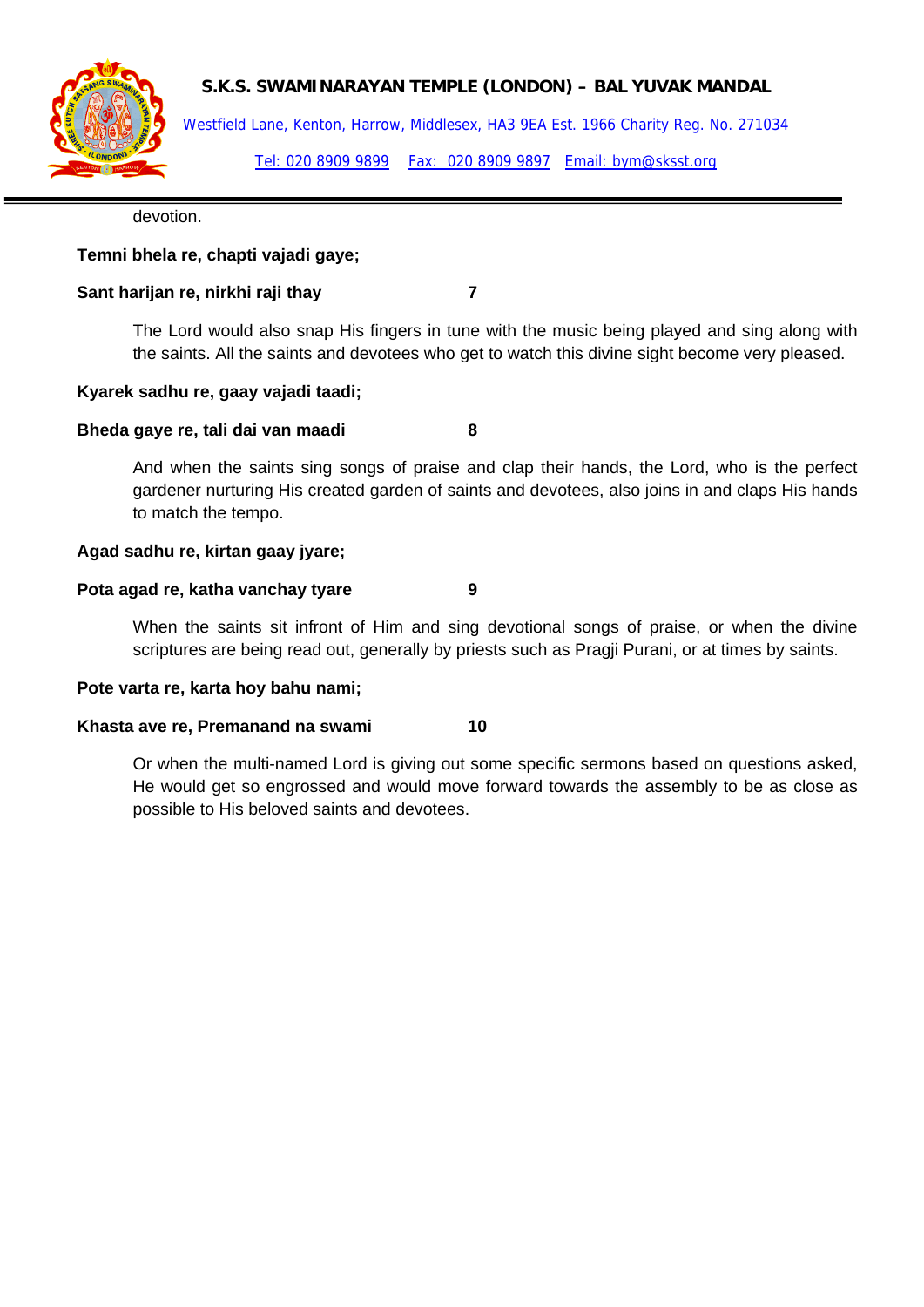devotion.

**Temni bhela re, chapti vajadi gaye;**

**Sant harijan re, nirkhi raji thay 7**

The Lord would also snap His fingers in tune with the music being played and sing along with the saints. All the saints and devotees who get to watch this divine sight become very pleased.

**Kyarek sadhu re, gaay vajadi taadi;**

**Bheda gaye re, tali dai van maadi 8**

And when the saints sing songs of praise and clap their hands, the Lord, who is the perfect gardener nurturing His created garden of saints and devotees, also joins in and claps His hands to match the tempo.

**Agad sadhu re, kirtan gaay jyare;**

**Pota agad re, katha vanchay tyare 9**

When the saints sit infront of Him and sing devotional songs of praise, or when the divine scriptures are being read out, generally by priests such as Pragji Purani, or at times by saints.

**Pote varta re, karta hoy bahu nami;**

**Khasta ave re, Premanand na swami 10**

Or when the multi-named Lord is giving out some specific sermons based on questions asked, He would get so engrossed and would move forward towards the assembly to be as close as possible to His beloved saints and devotees.